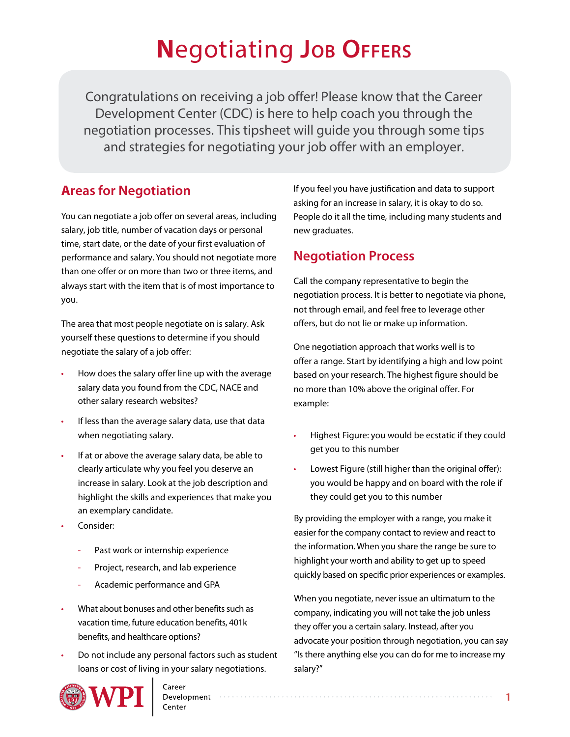# Negotiating Job Offers

Congratulations on receiving a job offer! Please know that the Career Development Center (CDC) is here to help coach you through the negotiation processes. This tipsheet will guide you through some tips and strategies for negotiating your job offer with an employer.

## Areas for Negotiation

You can negotiate a job offer on several areas, including salary, job title, number of vacation days or personal time, start date, or the date of your first evaluation of performance and salary. You should not negotiate more than one offer or on more than two or three items, and always start with the item that is of most importance to you.

The area that most people negotiate on is salary. Ask yourself these questions to determine if you should negotiate the salary of a job offer:

- How does the salary offer line up with the average salary data you found from the CDC, NACE and other salary research websites?
- If less than the average salary data, use that data when negotiating salary.
- If at or above the average salary data, be able to clearly articulate why you feel you deserve an increase in salary. Look at the job description and highlight the skills and experiences that make you an exemplary candidate.
- Consider:
  - Past work or internship experience
  - Project, research, and lab experience
  - Academic performance and GPA
- What about bonuses and other benefits such as vacation time, future education benefits, 401k benefits, and healthcare options?
- Do not include any personal factors such as student loans or cost of living in your salary negotiations.

If you feel you have justification and data to support asking for an increase in salary, it is okay to do so. People do it all the time, including many students and new graduates.

## Negotiation Process

Call the company representative to begin the negotiation process. It is better to negotiate via phone, not through email, and feel free to leverage other offers, but do not lie or make up information.

One negotiation approach that works well is to offer a range. Start by identifying a high and low point based on your research. The highest figure should be no more than 10% above the original offer. For example:

- Highest Figure: you would be ecstatic if they could get you to this number
- Lowest Figure (still higher than the original offer): you would be happy and on board with the role if they could get you to this number

By providing the employer with a range, you make it easier for the company contact to review and react to the information. When you share the range be sure to highlight your worth and ability to get up to speed quickly based on specific prior experiences or examples.

When you negotiate, never issue an ultimatum to the company, indicating you will not take the job unless they offer you a certain salary. Instead, after you advocate your position through negotiation, you can say "Is there anything else you can do for me to increase my salary?"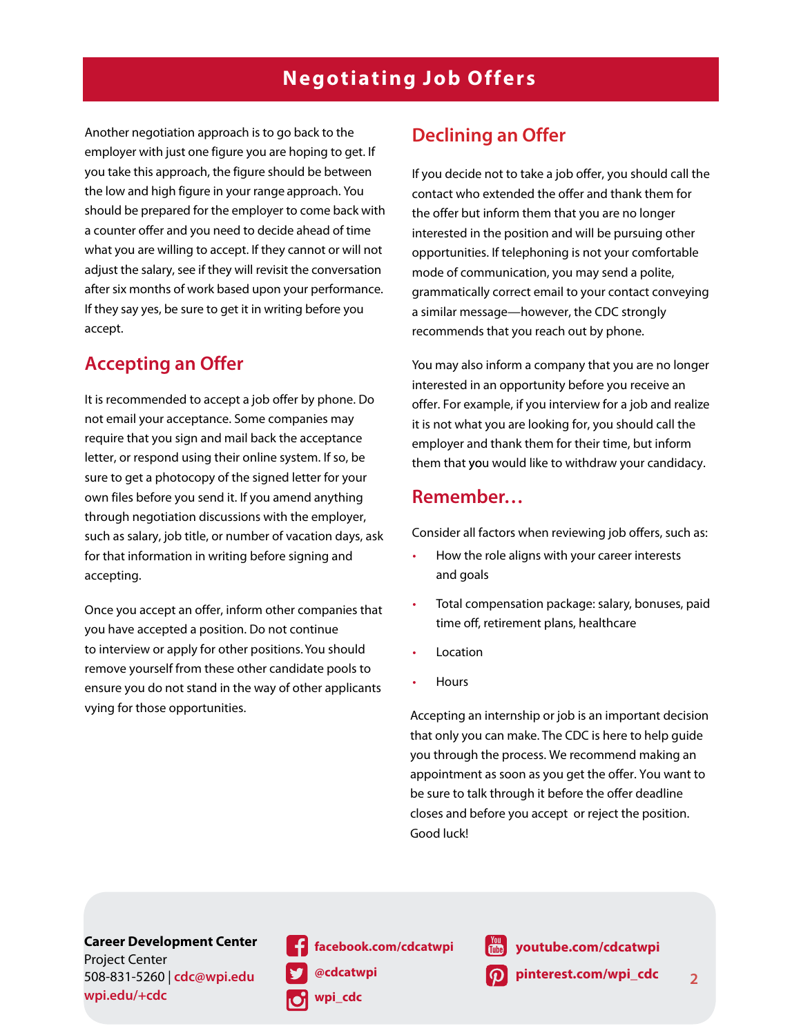# Negotiating Job Offers

Another negotiation approach is to go back to the employer with just one figure you are hoping to get. If you take this approach, the figure should be between the low and high figure in your range approach. You should be prepared for the employer to come back with a counter offer and you need to decide ahead of time what you are willing to accept. If they cannot or will not adjust the salary, see if they will revisit the conversation after six months of work based upon your performance. If they say yes, be sure to get it in writing before you accept.

## Accepting an Offer

It is recommended to accept a job offer by phone. Do not email your acceptance. Some companies may require that you sign and mail back the acceptance letter, or respond using their online system. If so, be sure to get a photocopy of the signed letter for your own files before you send it. If you amend anything through negotiation discussions with the employer, such as salary, job title, or number of vacation days, ask for that information in writing before signing and accepting.

Once you accept an offer, inform other companies that you have accepted a position. Do not continue to interview or apply for other positions. You should remove yourself from these other candidate pools to ensure you do not stand in the way of other applicants vying for those opportunities.

## Declining an Offer

If you decide not to take a job offer, you should call the contact who extended the offer and thank them for the offer but inform them that you are no longer interested in the position and will be pursuing other opportunities. If telephoning is not your comfortable mode of communication, you may send a polite, grammatically correct email to your contact conveying a similar message—however, the CDC strongly recommends that you reach out by phone.

You may also inform a company that you are no longer interested in an opportunity before you receive an offer. For example, if you interview for a job and realize it is not what you are looking for, you should call the employer and thank them for their time, but inform them that you would like to withdraw your candidacy.

## Remember…

Consider all factors when reviewing job offers, such as:

- How the role aligns with your career interests and goals
- Total compensation package: salary, bonuses, paid time off, retirement plans, healthcare
- Location
- Hours

Accepting an internship or job is an important decision that only you can make. The CDC is here to help guide you through the process. We recommend making an appointment as soon as you get the offer. You want to be sure to talk through it before the offer deadline closes and before you accept or reject the position. Good luck!

**Career Development Center**
Project Center
508-831-5260 | cdc@wpi.edu
wpi.edu/+cdc

facebook.com/cdcatwpi
@cdcatwpi
wpi_cdc
youtube.com/cdcatwpi
pinterest.com/wpi_cdc